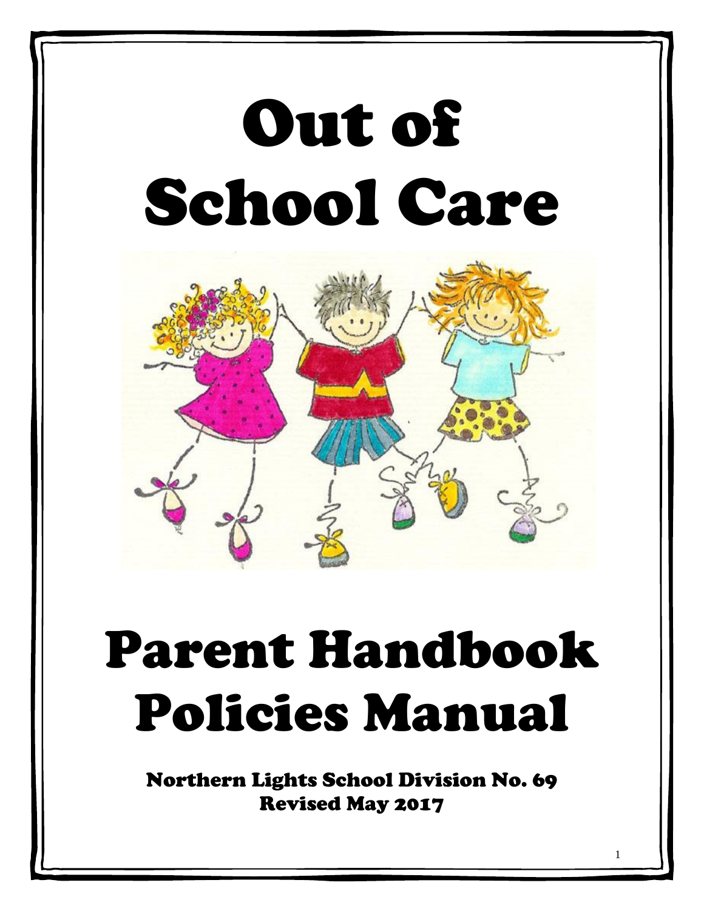# Out of School Care

# Parent Handbook Policies Manual

Northern Lights School Division No. 69
Revised May 2017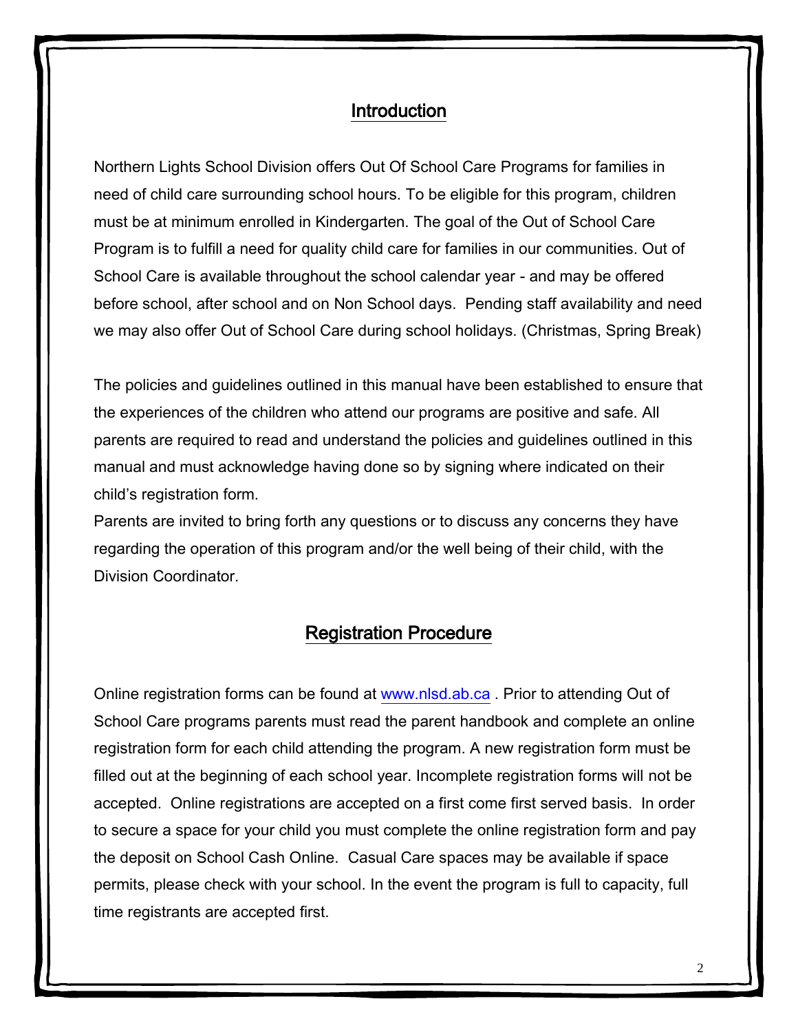## Introduction

Northern Lights School Division offers Out Of School Care Programs for families in need of child care surrounding school hours. To be eligible for this program, children must be at minimum enrolled in Kindergarten. The goal of the Out of School Care Program is to fulfill a need for quality child care for families in our communities. Out of School Care is available throughout the school calendar year - and may be offered before school, after school and on Non School days. Pending staff availability and need we may also offer Out of School Care during school holidays. (Christmas, Spring Break)

The policies and guidelines outlined in this manual have been established to ensure that the experiences of the children who attend our programs are positive and safe. All parents are required to read and understand the policies and guidelines outlined in this manual and must acknowledge having done so by signing where indicated on their child's registration form.

Parents are invited to bring forth any questions or to discuss any concerns they have regarding the operation of this program and/or the well being of their child, with the Division Coordinator.

## Registration Procedure

Online registration forms can be found at www.nlsd.ab.ca . Prior to attending Out of School Care programs parents must read the parent handbook and complete an online registration form for each child attending the program. A new registration form must be filled out at the beginning of each school year. Incomplete registration forms will not be accepted. Online registrations are accepted on a first come first served basis. In order to secure a space for your child you must complete the online registration form and pay the deposit on School Cash Online. Casual Care spaces may be available if space permits, please check with your school. In the event the program is full to capacity, full time registrants are accepted first.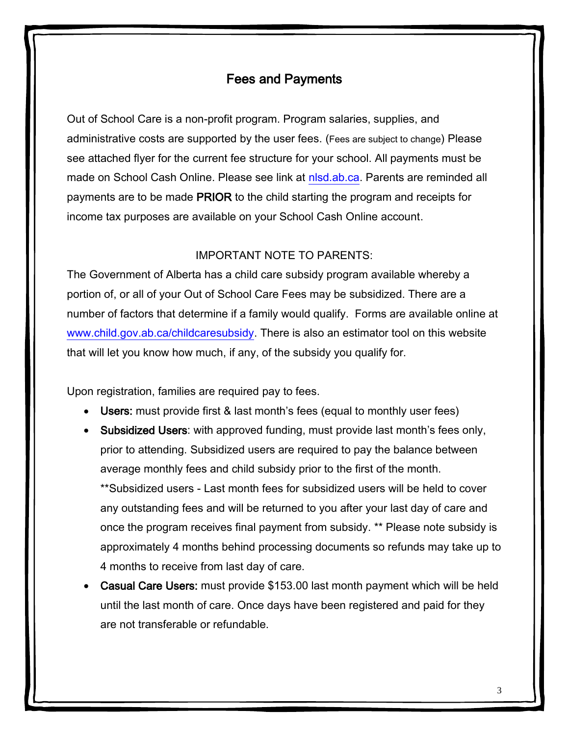## Fees and Payments

Out of School Care is a non-profit program. Program salaries, supplies, and administrative costs are supported by the user fees. (Fees are subject to change) Please see attached flyer for the current fee structure for your school. All payments must be made on School Cash Online. Please see link at [nlsd.ab.ca](nlsd.ab.ca). Parents are reminded all payments are to be made **PRIOR** to the child starting the program and receipts for income tax purposes are available on your School Cash Online account.

IMPORTANT NOTE TO PARENTS:

The Government of Alberta has a child care subsidy program available whereby a portion of, or all of your Out of School Care Fees may be subsidized. There are a number of factors that determine if a family would qualify. Forms are available online at [www.child.gov.ab.ca/childcaresubsidy](www.child.gov.ab.ca/childcaresubsidy). There is also an estimator tool on this website that will let you know how much, if any, of the subsidy you qualify for.

Upon registration, families are required pay to fees.

- **Users:** must provide first & last month's fees (equal to monthly user fees)
- **Subsidized Users**: with approved funding, must provide last month's fees only, prior to attending. Subsidized users are required to pay the balance between average monthly fees and child subsidy prior to the first of the month. **Subsidized users - Last month fees for subsidized users will be held to cover any outstanding fees and will be returned to you after your last day of care and once the program receives final payment from subsidy. ** Please note subsidy is approximately 4 months behind processing documents so refunds may take up to 4 months to receive from last day of care.
- **Casual Care Users:** must provide $153.00 last month payment which will be held until the last month of care. Once days have been registered and paid for they are not transferable or refundable.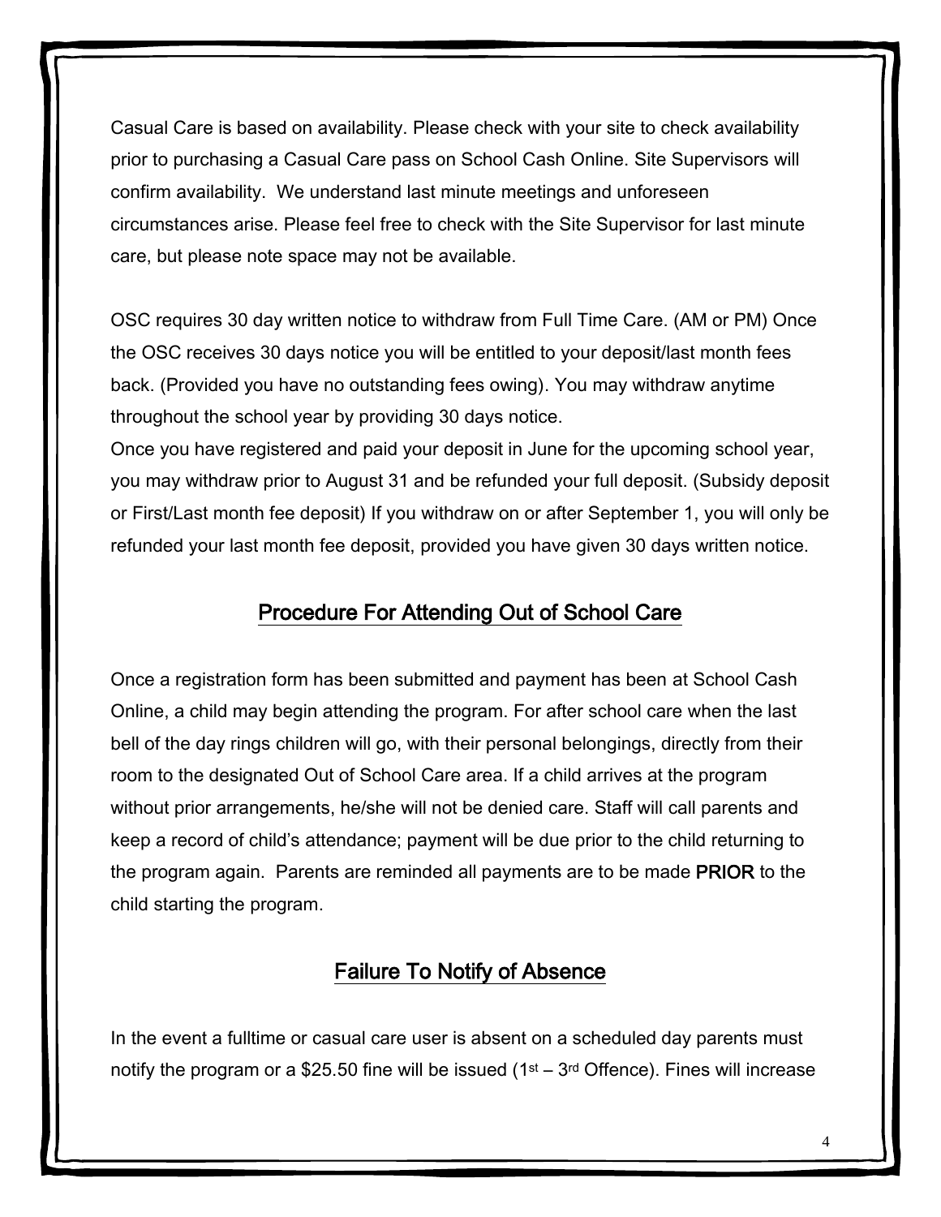Casual Care is based on availability. Please check with your site to check availability prior to purchasing a Casual Care pass on School Cash Online. Site Supervisors will confirm availability. We understand last minute meetings and unforeseen circumstances arise. Please feel free to check with the Site Supervisor for last minute care, but please note space may not be available.

OSC requires 30 day written notice to withdraw from Full Time Care. (AM or PM) Once the OSC receives 30 days notice you will be entitled to your deposit/last month fees back. (Provided you have no outstanding fees owing). You may withdraw anytime throughout the school year by providing 30 days notice.

Once you have registered and paid your deposit in June for the upcoming school year, you may withdraw prior to August 31 and be refunded your full deposit. (Subsidy deposit or First/Last month fee deposit) If you withdraw on or after September 1, you will only be refunded your last month fee deposit, provided you have given 30 days written notice.

## Procedure For Attending Out of School Care

Once a registration form has been submitted and payment has been at School Cash Online, a child may begin attending the program. For after school care when the last bell of the day rings children will go, with their personal belongings, directly from their room to the designated Out of School Care area. If a child arrives at the program without prior arrangements, he/she will not be denied care. Staff will call parents and keep a record of child's attendance; payment will be due prior to the child returning to the program again. Parents are reminded all payments are to be made **PRIOR** to the child starting the program.

## Failure To Notify of Absence

In the event a fulltime or casual care user is absent on a scheduled day parents must notify the program or a $25.50 fine will be issued (1st – 3rd Offence). Fines will increase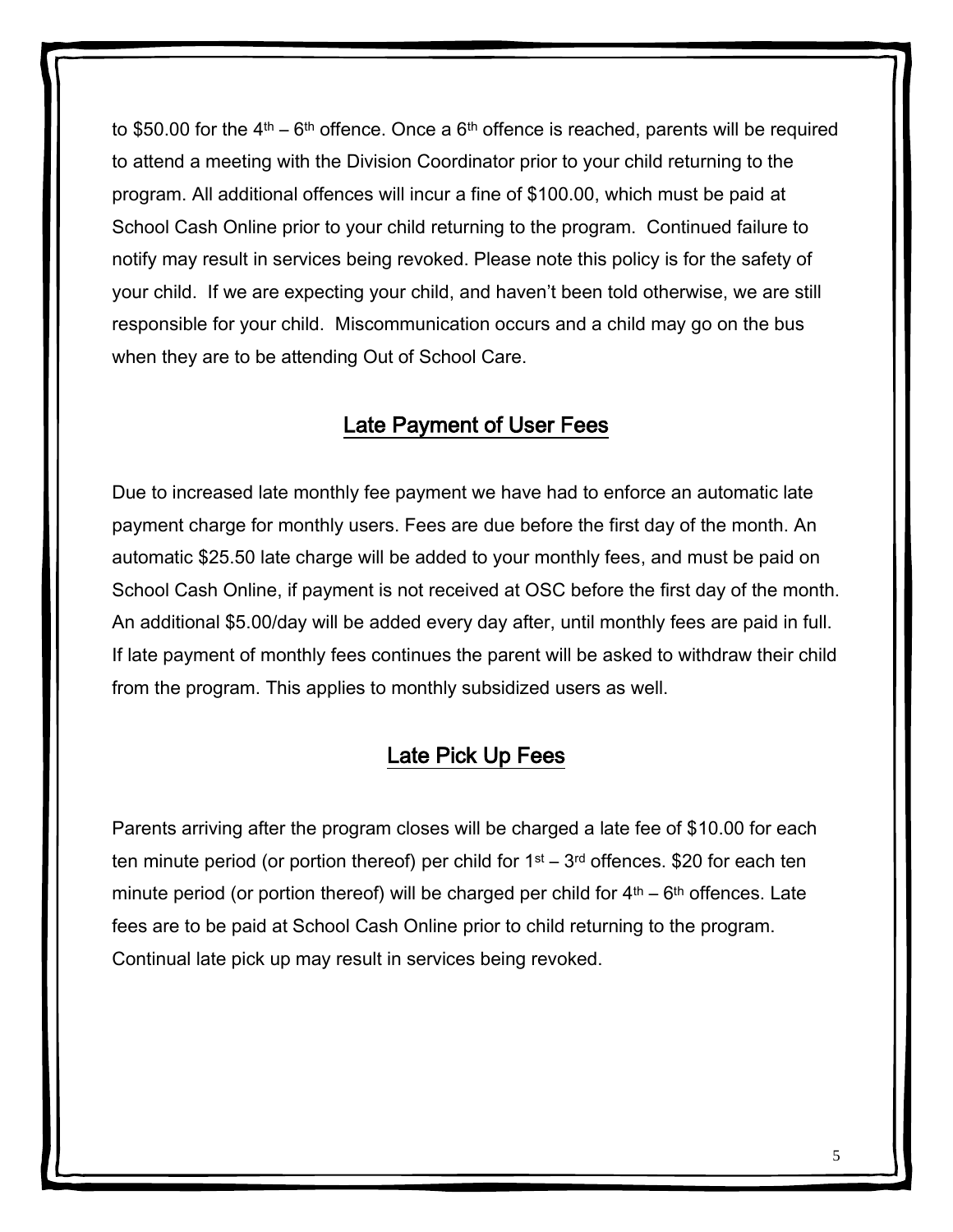to $50.00 for the 4th – 6th offence. Once a 6th offence is reached, parents will be required to attend a meeting with the Division Coordinator prior to your child returning to the program. All additional offences will incur a fine of $100.00, which must be paid at School Cash Online prior to your child returning to the program. Continued failure to notify may result in services being revoked. Please note this policy is for the safety of your child. If we are expecting your child, and haven't been told otherwise, we are still responsible for your child. Miscommunication occurs and a child may go on the bus when they are to be attending Out of School Care.

## Late Payment of User Fees

Due to increased late monthly fee payment we have had to enforce an automatic late payment charge for monthly users. Fees are due before the first day of the month. An automatic $25.50 late charge will be added to your monthly fees, and must be paid on School Cash Online, if payment is not received at OSC before the first day of the month. An additional $5.00/day will be added every day after, until monthly fees are paid in full. If late payment of monthly fees continues the parent will be asked to withdraw their child from the program. This applies to monthly subsidized users as well.

## Late Pick Up Fees

Parents arriving after the program closes will be charged a late fee of $10.00 for each ten minute period (or portion thereof) per child for 1st – 3rd offences. $20 for each ten minute period (or portion thereof) will be charged per child for 4th – 6th offences. Late fees are to be paid at School Cash Online prior to child returning to the program. Continual late pick up may result in services being revoked.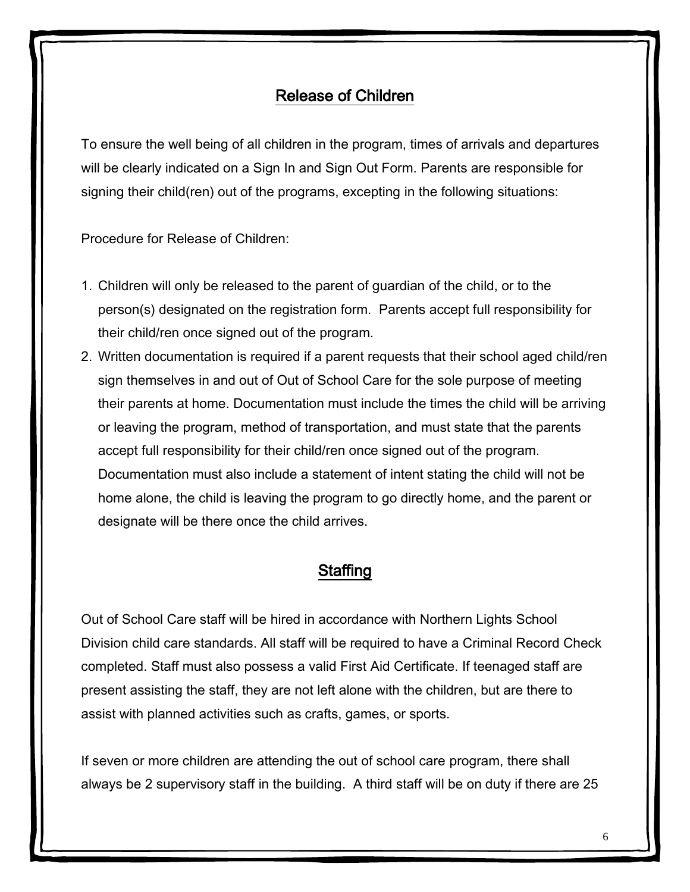## Release of Children

To ensure the well being of all children in the program, times of arrivals and departures will be clearly indicated on a Sign In and Sign Out Form. Parents are responsible for signing their child(ren) out of the programs, excepting in the following situations:

Procedure for Release of Children:

1. Children will only be released to the parent of guardian of the child, or to the person(s) designated on the registration form. Parents accept full responsibility for their child/ren once signed out of the program.
2. Written documentation is required if a parent requests that their school aged child/ren sign themselves in and out of Out of School Care for the sole purpose of meeting their parents at home. Documentation must include the times the child will be arriving or leaving the program, method of transportation, and must state that the parents accept full responsibility for their child/ren once signed out of the program. Documentation must also include a statement of intent stating the child will not be home alone, the child is leaving the program to go directly home, and the parent or designate will be there once the child arrives.

## Staffing

Out of School Care staff will be hired in accordance with Northern Lights School Division child care standards. All staff will be required to have a Criminal Record Check completed. Staff must also possess a valid First Aid Certificate. If teenaged staff are present assisting the staff, they are not left alone with the children, but are there to assist with planned activities such as crafts, games, or sports.

If seven or more children are attending the out of school care program, there shall always be 2 supervisory staff in the building. A third staff will be on duty if there are 25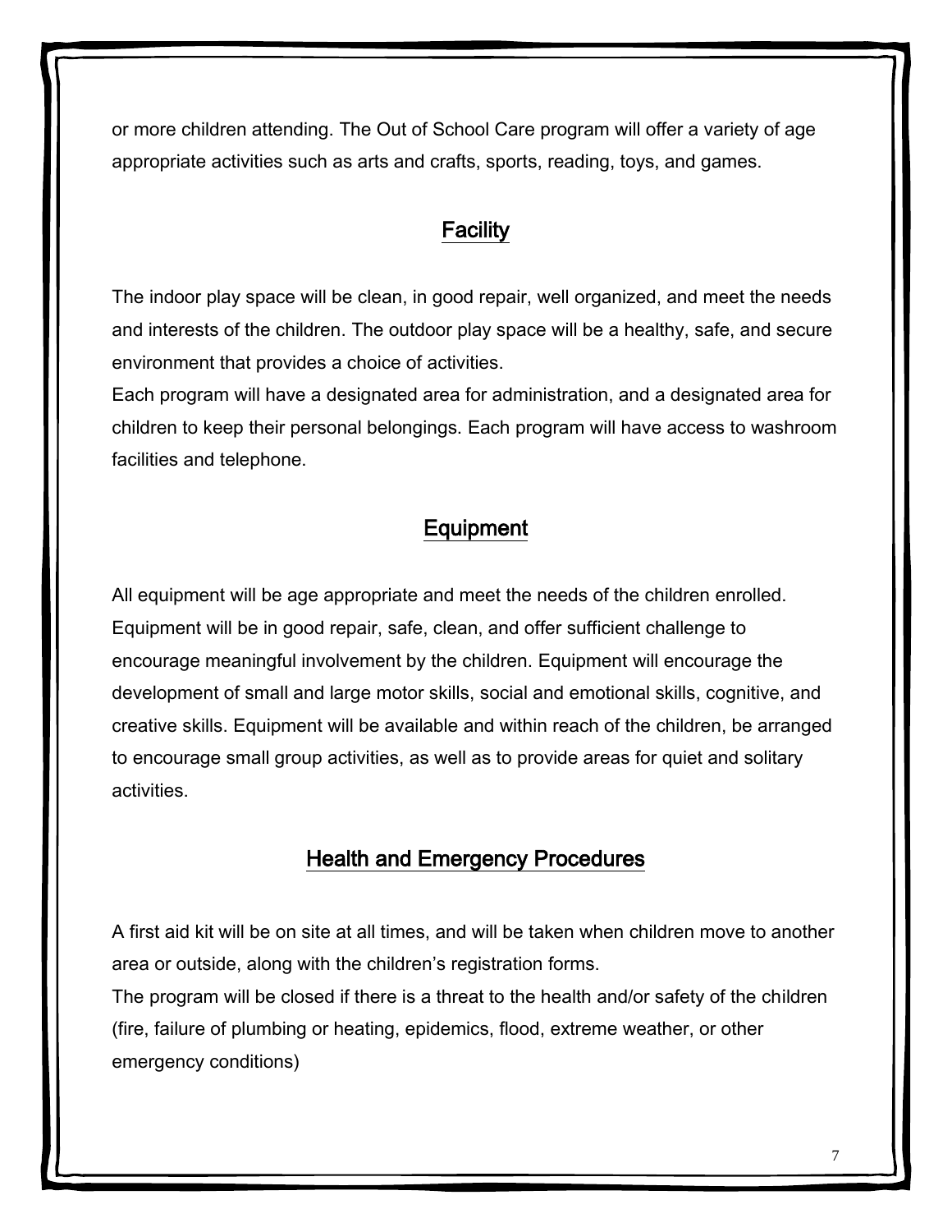or more children attending. The Out of School Care program will offer a variety of age appropriate activities such as arts and crafts, sports, reading, toys, and games.

## Facility

The indoor play space will be clean, in good repair, well organized, and meet the needs and interests of the children. The outdoor play space will be a healthy, safe, and secure environment that provides a choice of activities.

Each program will have a designated area for administration, and a designated area for children to keep their personal belongings. Each program will have access to washroom facilities and telephone.

## Equipment

All equipment will be age appropriate and meet the needs of the children enrolled. Equipment will be in good repair, safe, clean, and offer sufficient challenge to encourage meaningful involvement by the children. Equipment will encourage the development of small and large motor skills, social and emotional skills, cognitive, and creative skills. Equipment will be available and within reach of the children, be arranged to encourage small group activities, as well as to provide areas for quiet and solitary activities.

## Health and Emergency Procedures

A first aid kit will be on site at all times, and will be taken when children move to another area or outside, along with the children's registration forms.

The program will be closed if there is a threat to the health and/or safety of the children (fire, failure of plumbing or heating, epidemics, flood, extreme weather, or other emergency conditions)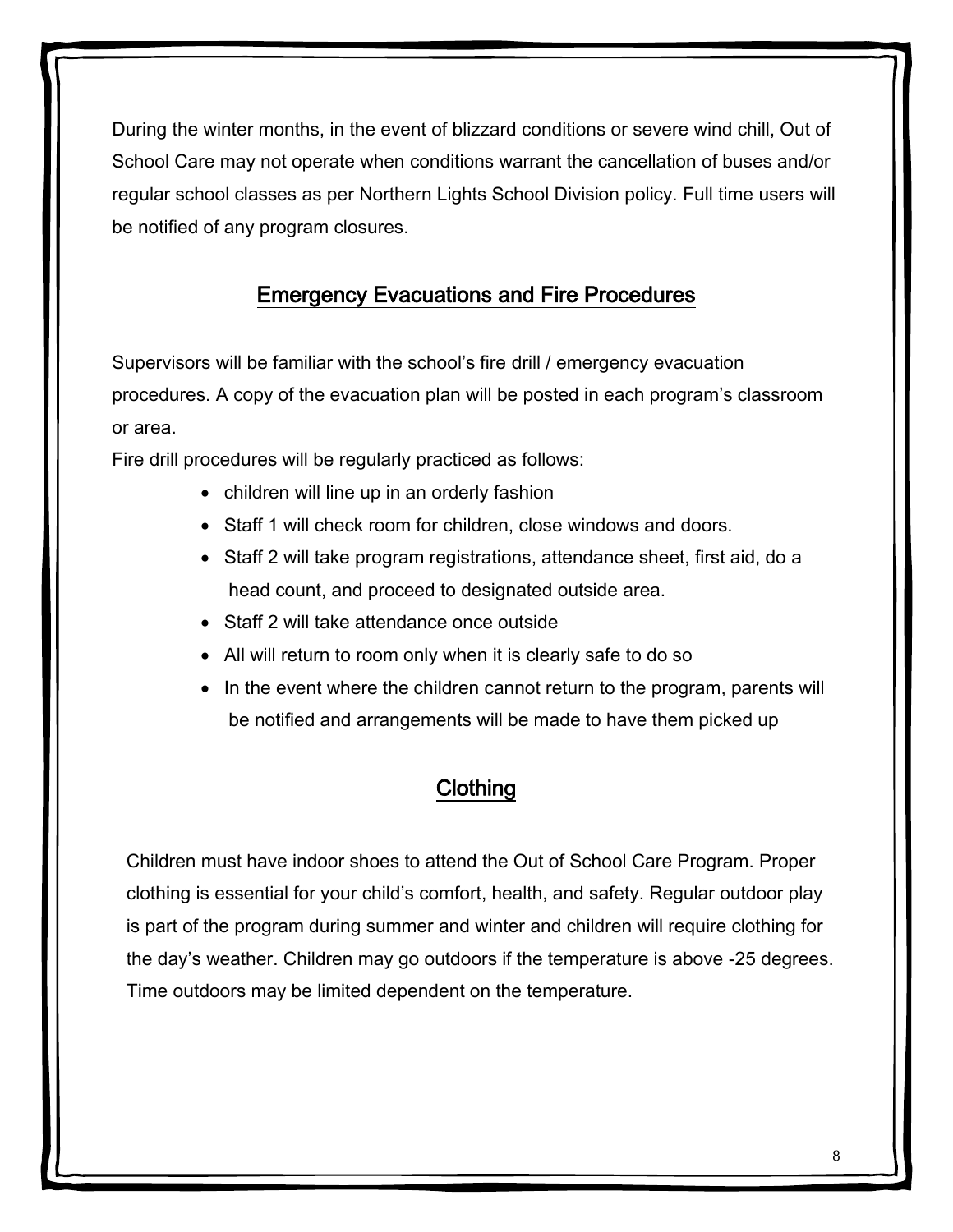During the winter months, in the event of blizzard conditions or severe wind chill, Out of School Care may not operate when conditions warrant the cancellation of buses and/or regular school classes as per Northern Lights School Division policy. Full time users will be notified of any program closures.

## Emergency Evacuations and Fire Procedures

Supervisors will be familiar with the school's fire drill / emergency evacuation procedures. A copy of the evacuation plan will be posted in each program's classroom or area.

Fire drill procedures will be regularly practiced as follows:

- children will line up in an orderly fashion
- Staff 1 will check room for children, close windows and doors.
- Staff 2 will take program registrations, attendance sheet, first aid, do a head count, and proceed to designated outside area.
- Staff 2 will take attendance once outside
- All will return to room only when it is clearly safe to do so
- In the event where the children cannot return to the program, parents will be notified and arrangements will be made to have them picked up

## Clothing

Children must have indoor shoes to attend the Out of School Care Program. Proper clothing is essential for your child's comfort, health, and safety. Regular outdoor play is part of the program during summer and winter and children will require clothing for the day's weather. Children may go outdoors if the temperature is above -25 degrees. Time outdoors may be limited dependent on the temperature.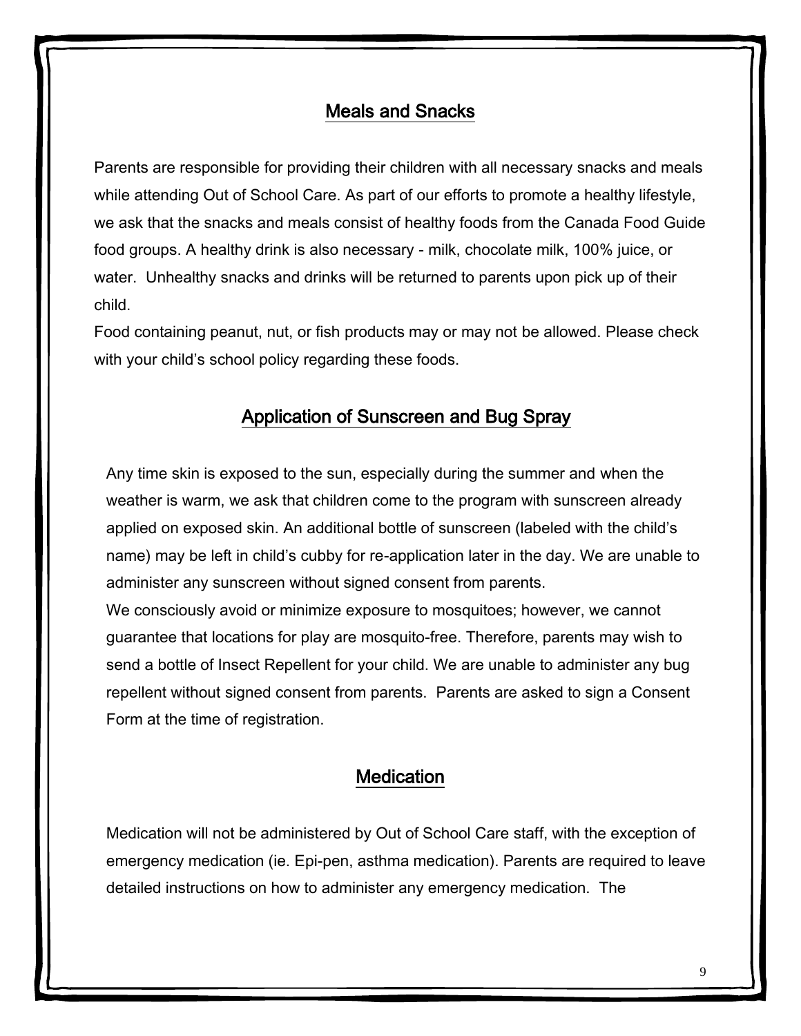## Meals and Snacks

Parents are responsible for providing their children with all necessary snacks and meals while attending Out of School Care. As part of our efforts to promote a healthy lifestyle, we ask that the snacks and meals consist of healthy foods from the Canada Food Guide food groups. A healthy drink is also necessary - milk, chocolate milk, 100% juice, or water. Unhealthy snacks and drinks will be returned to parents upon pick up of their child.

Food containing peanut, nut, or fish products may or may not be allowed. Please check with your child's school policy regarding these foods.

## Application of Sunscreen and Bug Spray

Any time skin is exposed to the sun, especially during the summer and when the weather is warm, we ask that children come to the program with sunscreen already applied on exposed skin. An additional bottle of sunscreen (labeled with the child's name) may be left in child's cubby for re-application later in the day. We are unable to administer any sunscreen without signed consent from parents.

We consciously avoid or minimize exposure to mosquitoes; however, we cannot guarantee that locations for play are mosquito-free. Therefore, parents may wish to send a bottle of Insect Repellent for your child. We are unable to administer any bug repellent without signed consent from parents. Parents are asked to sign a Consent Form at the time of registration.

## Medication

Medication will not be administered by Out of School Care staff, with the exception of emergency medication (ie. Epi-pen, asthma medication). Parents are required to leave detailed instructions on how to administer any emergency medication. The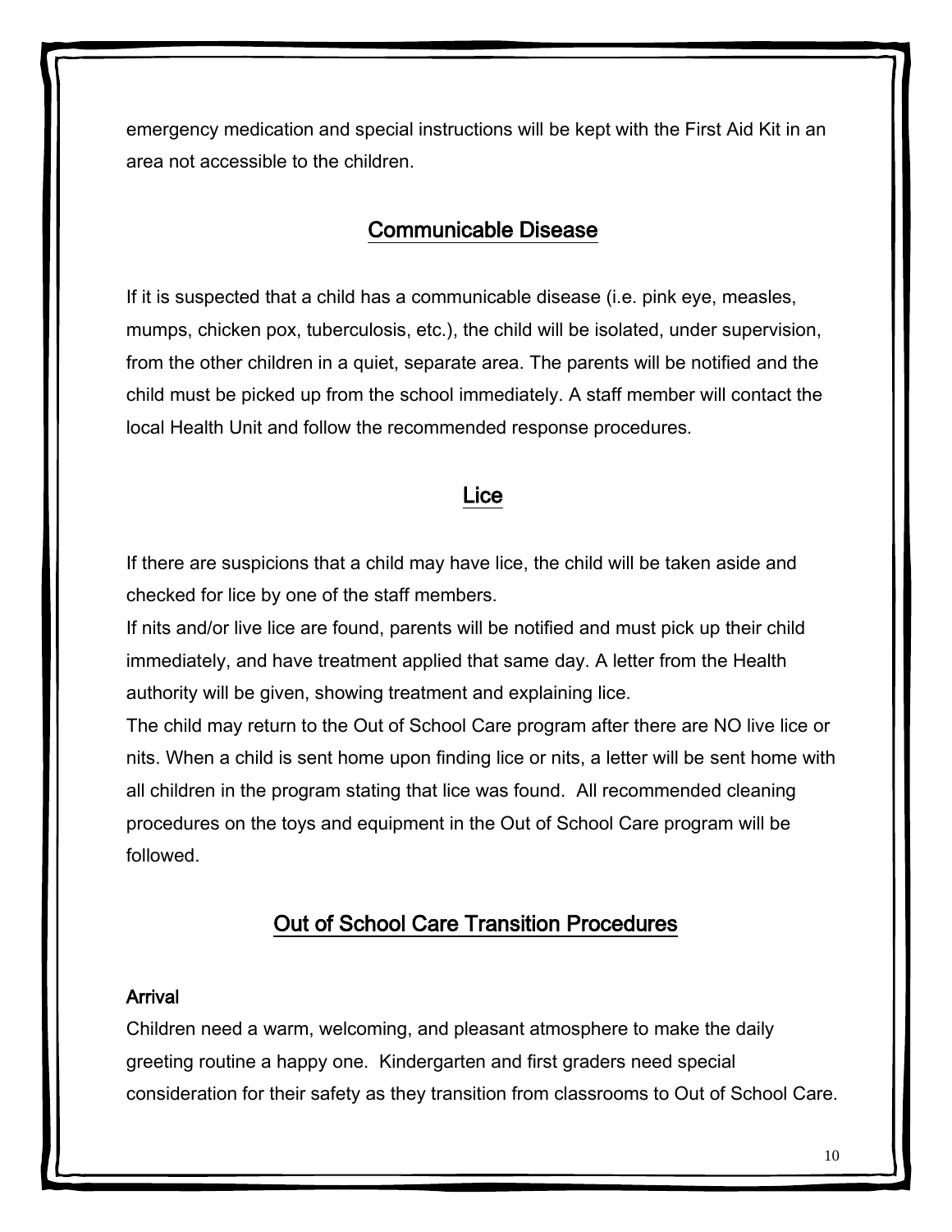emergency medication and special instructions will be kept with the First Aid Kit in an area not accessible to the children.

## Communicable Disease

If it is suspected that a child has a communicable disease (i.e. pink eye, measles, mumps, chicken pox, tuberculosis, etc.), the child will be isolated, under supervision, from the other children in a quiet, separate area. The parents will be notified and the child must be picked up from the school immediately. A staff member will contact the local Health Unit and follow the recommended response procedures.

## Lice

If there are suspicions that a child may have lice, the child will be taken aside and checked for lice by one of the staff members.

If nits and/or live lice are found, parents will be notified and must pick up their child immediately, and have treatment applied that same day. A letter from the Health authority will be given, showing treatment and explaining lice.

The child may return to the Out of School Care program after there are NO live lice or nits. When a child is sent home upon finding lice or nits, a letter will be sent home with all children in the program stating that lice was found. All recommended cleaning procedures on the toys and equipment in the Out of School Care program will be followed.

## Out of School Care Transition Procedures

### Arrival

Children need a warm, welcoming, and pleasant atmosphere to make the daily greeting routine a happy one. Kindergarten and first graders need special consideration for their safety as they transition from classrooms to Out of School Care.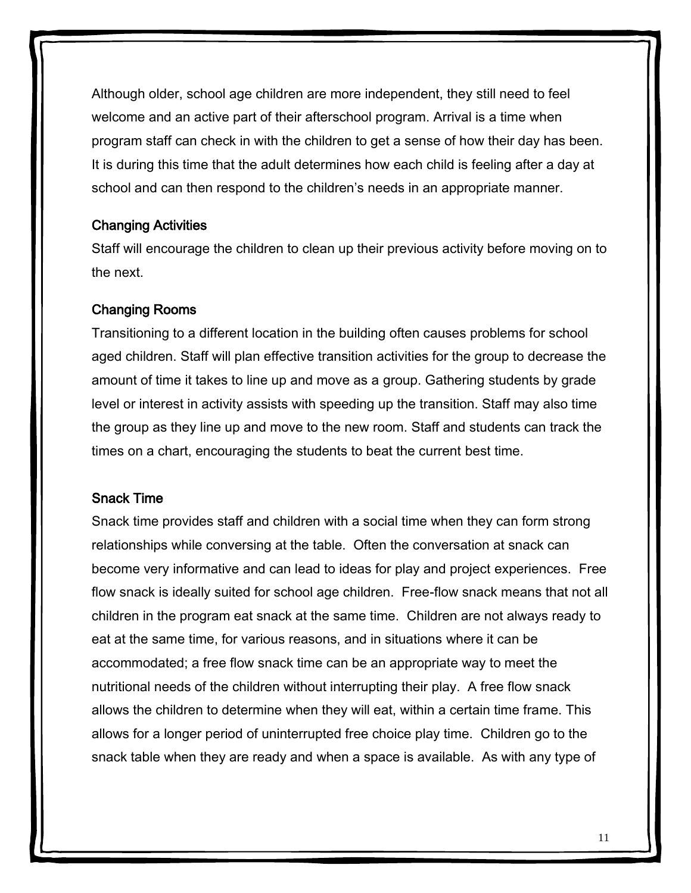Although older, school age children are more independent, they still need to feel welcome and an active part of their afterschool program. Arrival is a time when program staff can check in with the children to get a sense of how their day has been. It is during this time that the adult determines how each child is feeling after a day at school and can then respond to the children's needs in an appropriate manner.

### Changing Activities

Staff will encourage the children to clean up their previous activity before moving on to the next.

### Changing Rooms

Transitioning to a different location in the building often causes problems for school aged children. Staff will plan effective transition activities for the group to decrease the amount of time it takes to line up and move as a group. Gathering students by grade level or interest in activity assists with speeding up the transition. Staff may also time the group as they line up and move to the new room. Staff and students can track the times on a chart, encouraging the students to beat the current best time.

### Snack Time

Snack time provides staff and children with a social time when they can form strong relationships while conversing at the table. Often the conversation at snack can become very informative and can lead to ideas for play and project experiences. Free flow snack is ideally suited for school age children. Free-flow snack means that not all children in the program eat snack at the same time. Children are not always ready to eat at the same time, for various reasons, and in situations where it can be accommodated; a free flow snack time can be an appropriate way to meet the nutritional needs of the children without interrupting their play. A free flow snack allows the children to determine when they will eat, within a certain time frame. This allows for a longer period of uninterrupted free choice play time. Children go to the snack table when they are ready and when a space is available. As with any type of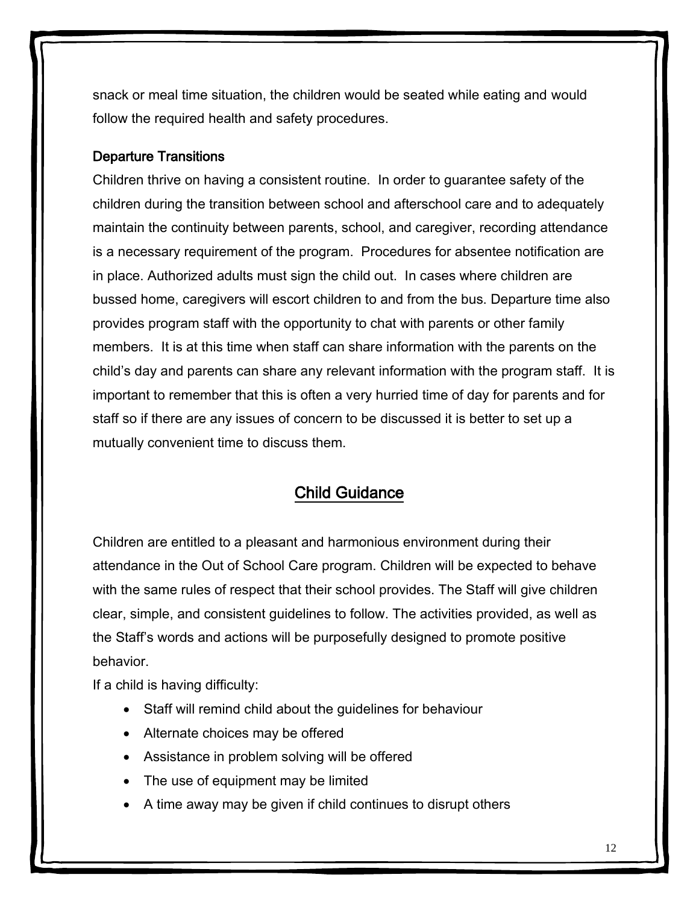snack or meal time situation, the children would be seated while eating and would follow the required health and safety procedures.

### Departure Transitions

Children thrive on having a consistent routine. In order to guarantee safety of the children during the transition between school and afterschool care and to adequately maintain the continuity between parents, school, and caregiver, recording attendance is a necessary requirement of the program. Procedures for absentee notification are in place. Authorized adults must sign the child out. In cases where children are bussed home, caregivers will escort children to and from the bus. Departure time also provides program staff with the opportunity to chat with parents or other family members. It is at this time when staff can share information with the parents on the child's day and parents can share any relevant information with the program staff. It is important to remember that this is often a very hurried time of day for parents and for staff so if there are any issues of concern to be discussed it is better to set up a mutually convenient time to discuss them.

## Child Guidance

Children are entitled to a pleasant and harmonious environment during their attendance in the Out of School Care program. Children will be expected to behave with the same rules of respect that their school provides. The Staff will give children clear, simple, and consistent guidelines to follow. The activities provided, as well as the Staff's words and actions will be purposefully designed to promote positive behavior.

If a child is having difficulty:

- Staff will remind child about the guidelines for behaviour
- Alternate choices may be offered
- Assistance in problem solving will be offered
- The use of equipment may be limited
- A time away may be given if child continues to disrupt others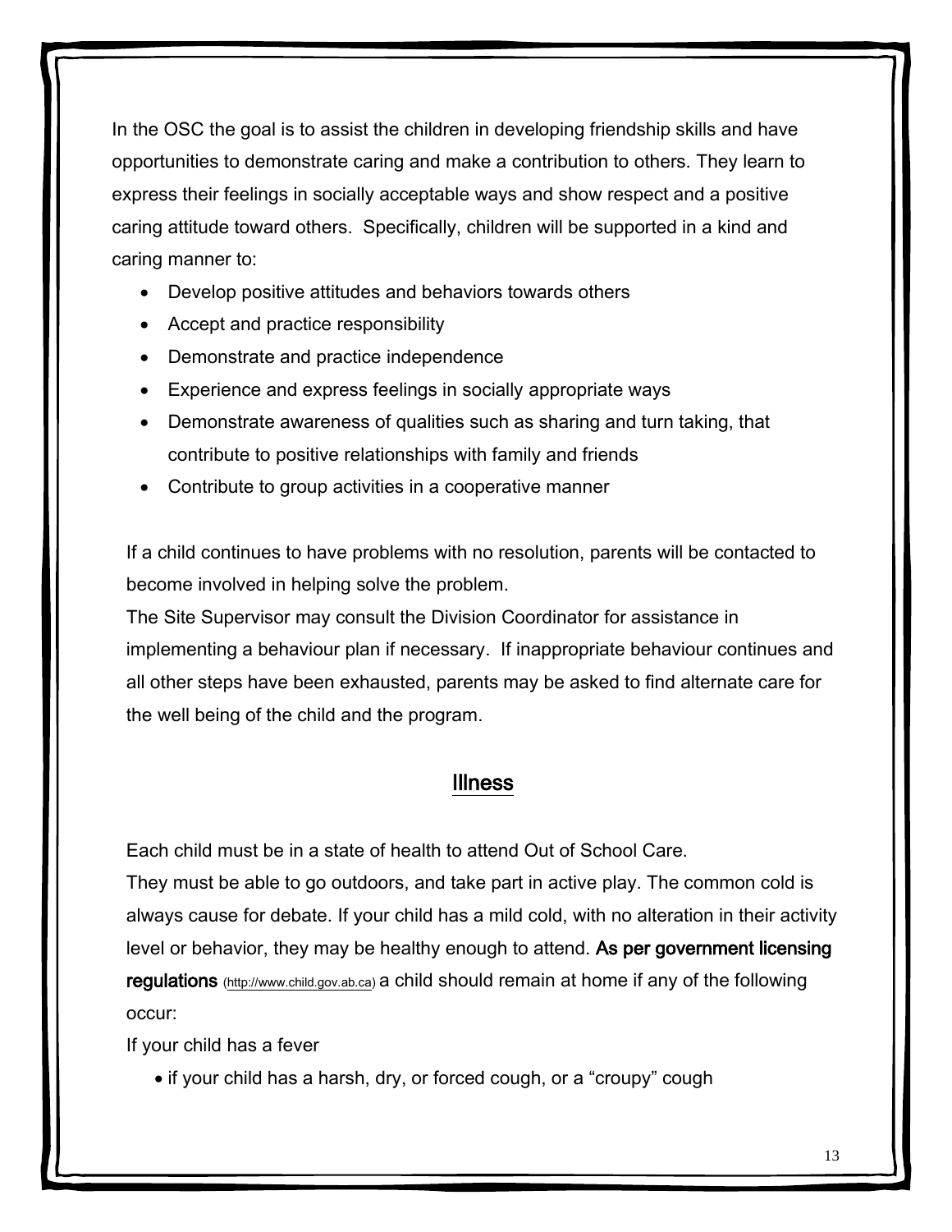In the OSC the goal is to assist the children in developing friendship skills and have opportunities to demonstrate caring and make a contribution to others. They learn to express their feelings in socially acceptable ways and show respect and a positive caring attitude toward others. Specifically, children will be supported in a kind and caring manner to:

- Develop positive attitudes and behaviors towards others
- Accept and practice responsibility
- Demonstrate and practice independence
- Experience and express feelings in socially appropriate ways
- Demonstrate awareness of qualities such as sharing and turn taking, that contribute to positive relationships with family and friends
- Contribute to group activities in a cooperative manner

If a child continues to have problems with no resolution, parents will be contacted to become involved in helping solve the problem.

The Site Supervisor may consult the Division Coordinator for assistance in implementing a behaviour plan if necessary. If inappropriate behaviour continues and all other steps have been exhausted, parents may be asked to find alternate care for the well being of the child and the program.

## Illness

Each child must be in a state of health to attend Out of School Care.

They must be able to go outdoors, and take part in active play. The common cold is always cause for debate. If your child has a mild cold, with no alteration in their activity level or behavior, they may be healthy enough to attend. **As per government licensing regulations** (http://www.child.gov.ab.ca) a child should remain at home if any of the following occur:

If your child has a fever

- if your child has a harsh, dry, or forced cough, or a "croupy" cough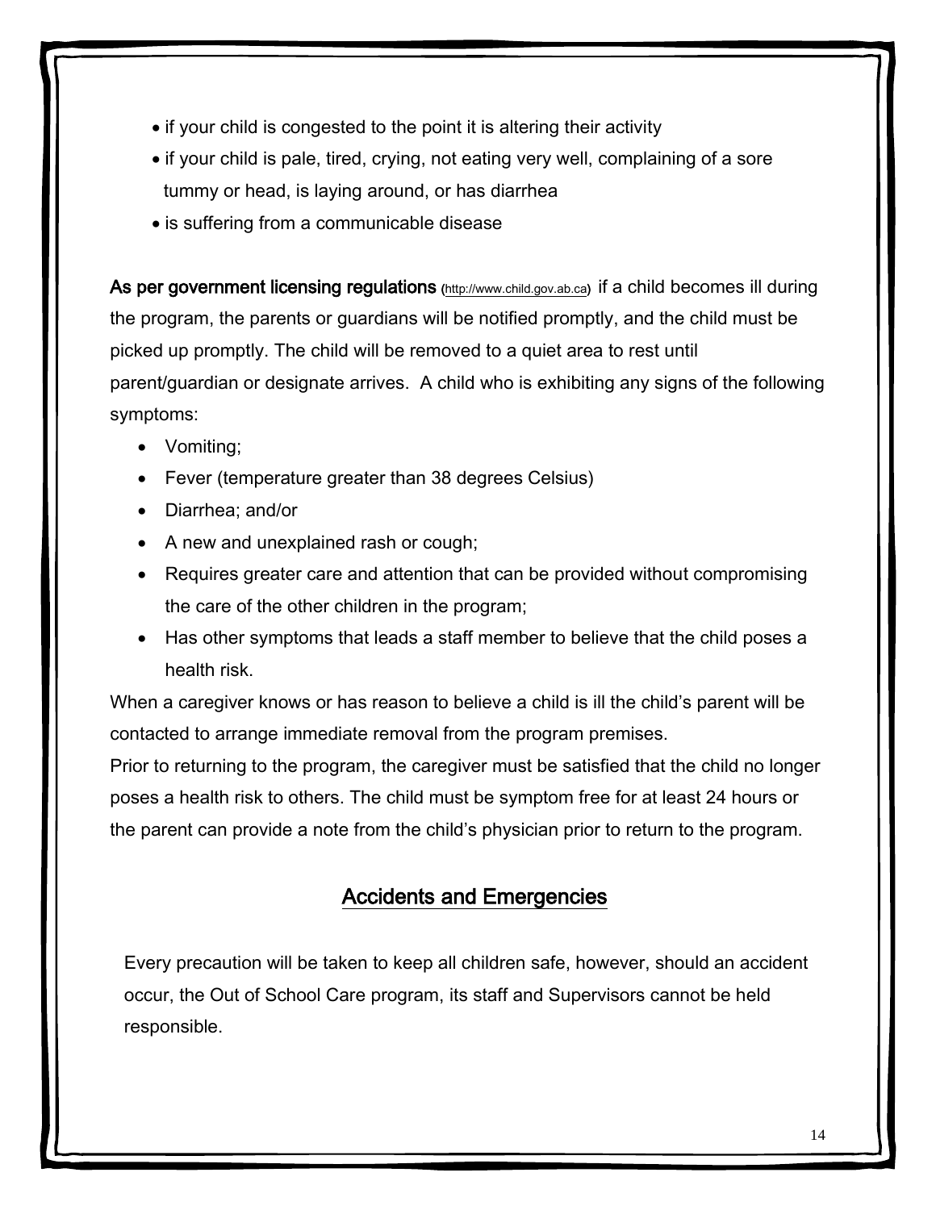- if your child is congested to the point it is altering their activity
- if your child is pale, tired, crying, not eating very well, complaining of a sore tummy or head, is laying around, or has diarrhea
- is suffering from a communicable disease

**As per government licensing regulations** (http://www.child.gov.ab.ca) if a child becomes ill during the program, the parents or guardians will be notified promptly, and the child must be picked up promptly. The child will be removed to a quiet area to rest until parent/guardian or designate arrives. A child who is exhibiting any signs of the following symptoms:

- Vomiting;
- Fever (temperature greater than 38 degrees Celsius)
- Diarrhea; and/or
- A new and unexplained rash or cough;
- Requires greater care and attention that can be provided without compromising the care of the other children in the program;
- Has other symptoms that leads a staff member to believe that the child poses a health risk.

When a caregiver knows or has reason to believe a child is ill the child's parent will be contacted to arrange immediate removal from the program premises.

Prior to returning to the program, the caregiver must be satisfied that the child no longer poses a health risk to others. The child must be symptom free for at least 24 hours or the parent can provide a note from the child's physician prior to return to the program.

## Accidents and Emergencies

Every precaution will be taken to keep all children safe, however, should an accident occur, the Out of School Care program, its staff and Supervisors cannot be held responsible.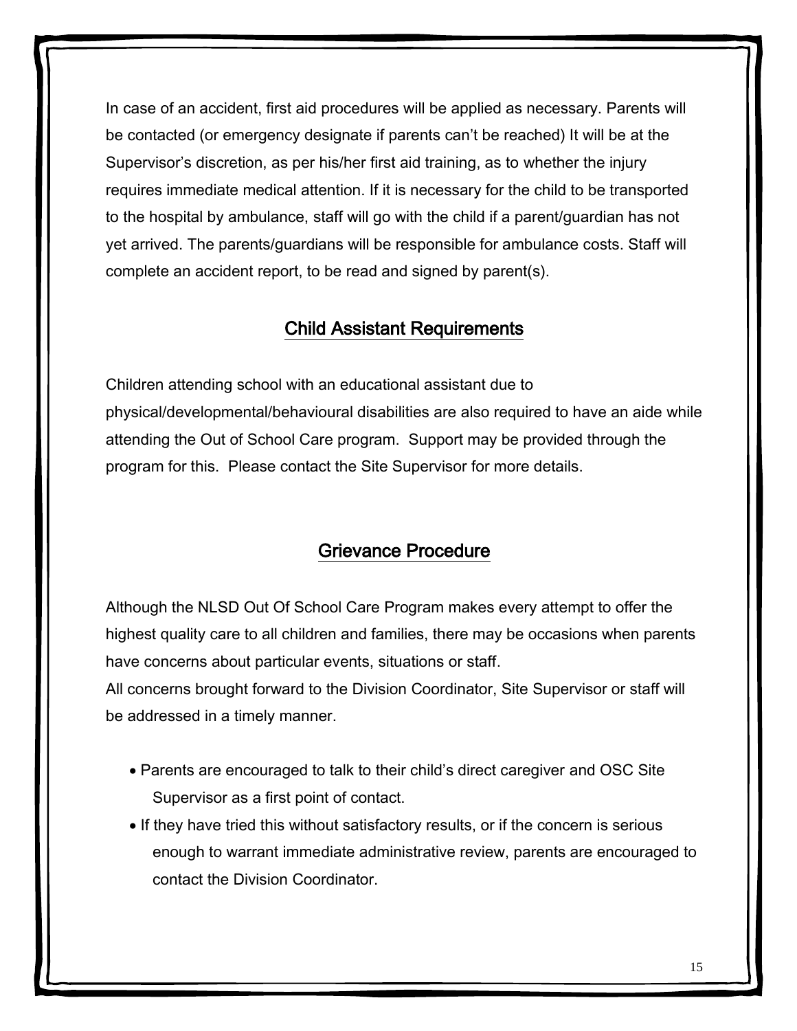In case of an accident, first aid procedures will be applied as necessary. Parents will be contacted (or emergency designate if parents can't be reached) It will be at the Supervisor's discretion, as per his/her first aid training, as to whether the injury requires immediate medical attention. If it is necessary for the child to be transported to the hospital by ambulance, staff will go with the child if a parent/guardian has not yet arrived. The parents/guardians will be responsible for ambulance costs. Staff will complete an accident report, to be read and signed by parent(s).

## Child Assistant Requirements

Children attending school with an educational assistant due to physical/developmental/behavioural disabilities are also required to have an aide while attending the Out of School Care program. Support may be provided through the program for this. Please contact the Site Supervisor for more details.

## Grievance Procedure

Although the NLSD Out Of School Care Program makes every attempt to offer the highest quality care to all children and families, there may be occasions when parents have concerns about particular events, situations or staff.
All concerns brought forward to the Division Coordinator, Site Supervisor or staff will be addressed in a timely manner.

- Parents are encouraged to talk to their child's direct caregiver and OSC Site Supervisor as a first point of contact.
- If they have tried this without satisfactory results, or if the concern is serious enough to warrant immediate administrative review, parents are encouraged to contact the Division Coordinator.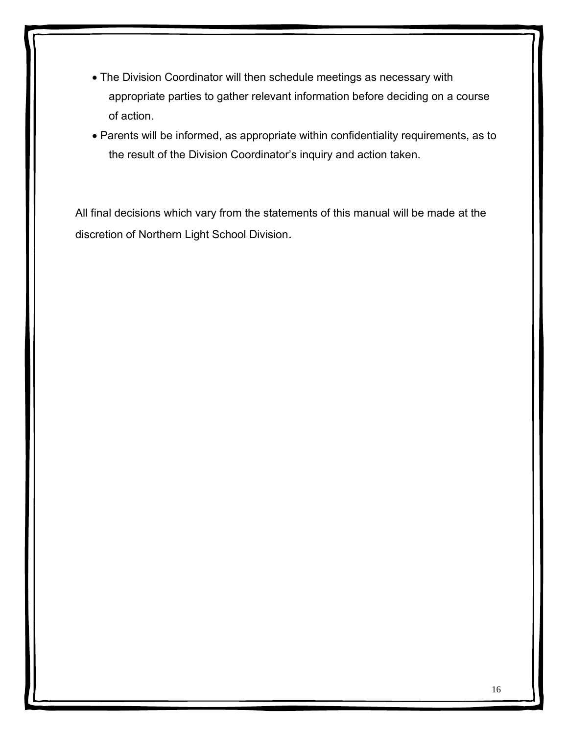- The Division Coordinator will then schedule meetings as necessary with appropriate parties to gather relevant information before deciding on a course of action.
- Parents will be informed, as appropriate within confidentiality requirements, as to the result of the Division Coordinator's inquiry and action taken.

All final decisions which vary from the statements of this manual will be made at the discretion of Northern Light School Division.